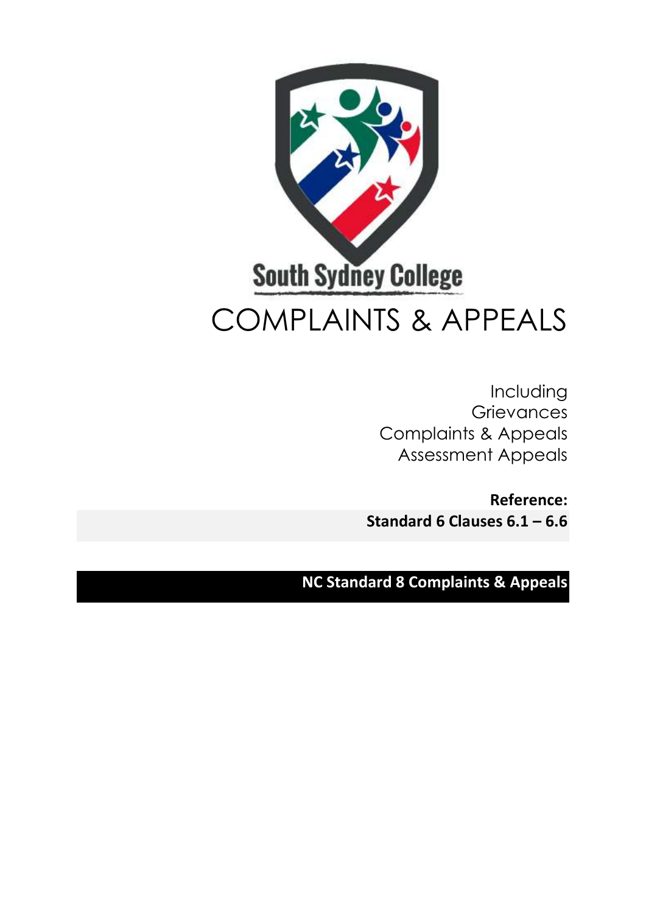South Sydney College

# COMPLAINTS & APPEALS

Including
Grievances
Complaints & Appeals
Assessment Appeals

**Reference:**
**Standard 6 Clauses 6.1 – 6.6**

**NC Standard 8 Complaints & Appeals**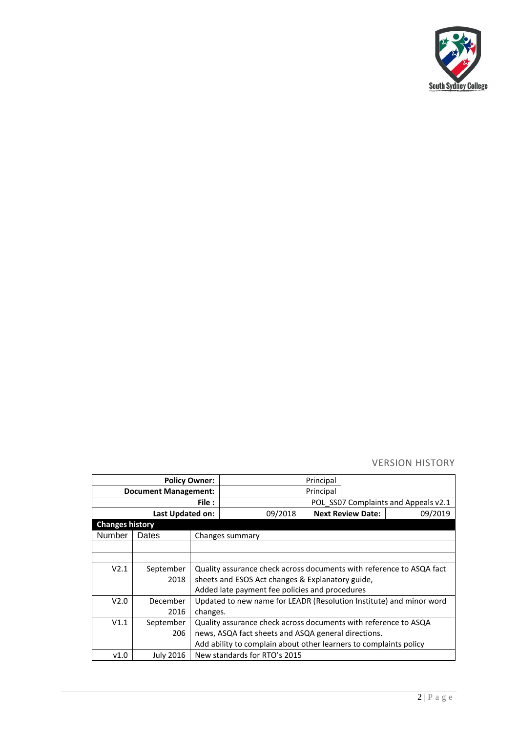## VERSION HISTORY

| | | | |
|---|---|---|---|
| **Policy Owner:** | Principal | | |
| **Document Management:** | Principal | | |
| **File :** | POL_SS07 Complaints and Appeals v2.1 | | |
| **Last Updated on:** | 09/2018 | **Next Review Date:** | 09/2019 |

**Changes history**

| Number | Dates | Changes summary |
|---|---|---|
| | | |
| | | |
| V2.1 | September 2018 | Quality assurance check across documents with reference to ASQA fact sheets and ESOS Act changes & Explanatory guide, Added late payment fee policies and procedures |
| V2.0 | December 2016 | Updated to new name for LEADR (Resolution Institute) and minor word changes. |
| V1.1 | September 206 | Quality assurance check across documents with reference to ASQA news, ASQA fact sheets and ASQA general directions. Add ability to complain about other learners to complaints policy |
| v1.0 | July 2016 | New standards for RTO's 2015 |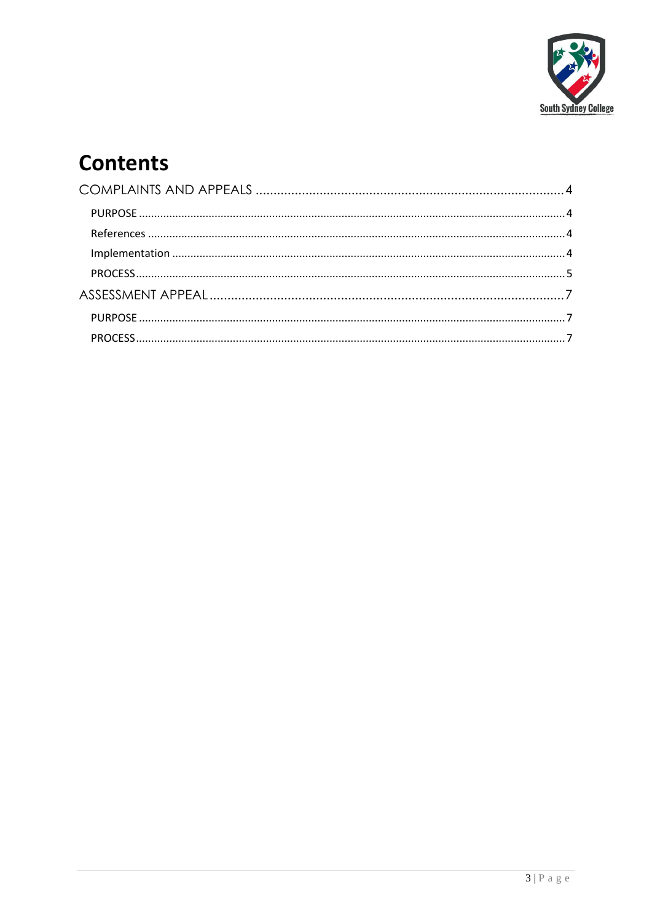# Contents

COMPLAINTS AND APPEALS ........................................................................................4

- PURPOSE ........................................................................................4
- References ........................................................................................4
- Implementation ........................................................................................4
- PROCESS ........................................................................................5

ASSESSMENT APPEAL ........................................................................................7

- PURPOSE ........................................................................................7
- PROCESS ........................................................................................7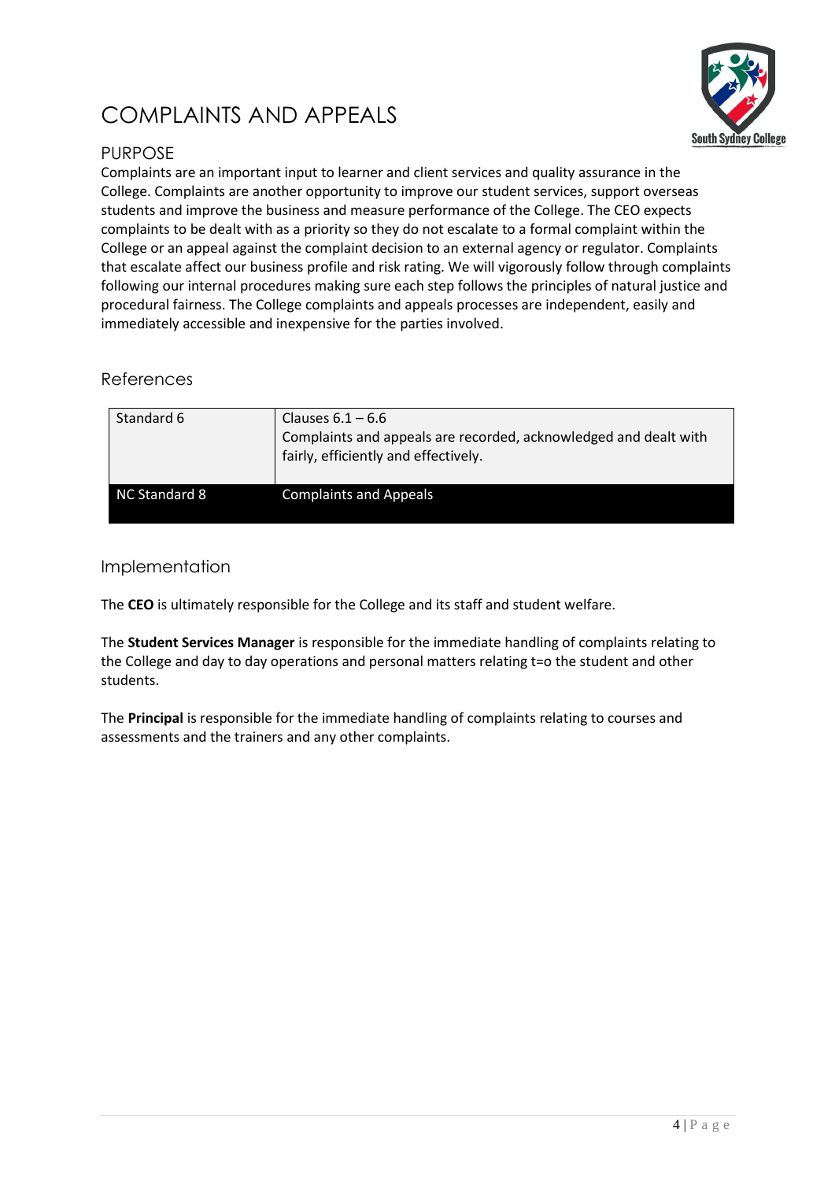# COMPLAINTS AND APPEALS

## PURPOSE

Complaints are an important input to learner and client services and quality assurance in the College. Complaints are another opportunity to improve our student services, support overseas students and improve the business and measure performance of the College. The CEO expects complaints to be dealt with as a priority so they do not escalate to a formal complaint within the College or an appeal against the complaint decision to an external agency or regulator. Complaints that escalate affect our business profile and risk rating. We will vigorously follow through complaints following our internal procedures making sure each step follows the principles of natural justice and procedural fairness. The College complaints and appeals processes are independent, easily and immediately accessible and inexpensive for the parties involved.

## References

| Standard 6 | Clauses 6.1 – 6.6<br>Complaints and appeals are recorded, acknowledged and dealt with fairly, efficiently and effectively. |
|---|---|
| NC Standard 8 | Complaints and Appeals |

## Implementation

The **CEO** is ultimately responsible for the College and its staff and student welfare.

The **Student Services Manager** is responsible for the immediate handling of complaints relating to the College and day to day operations and personal matters relating t=o the student and other students.

The **Principal** is responsible for the immediate handling of complaints relating to courses and assessments and the trainers and any other complaints.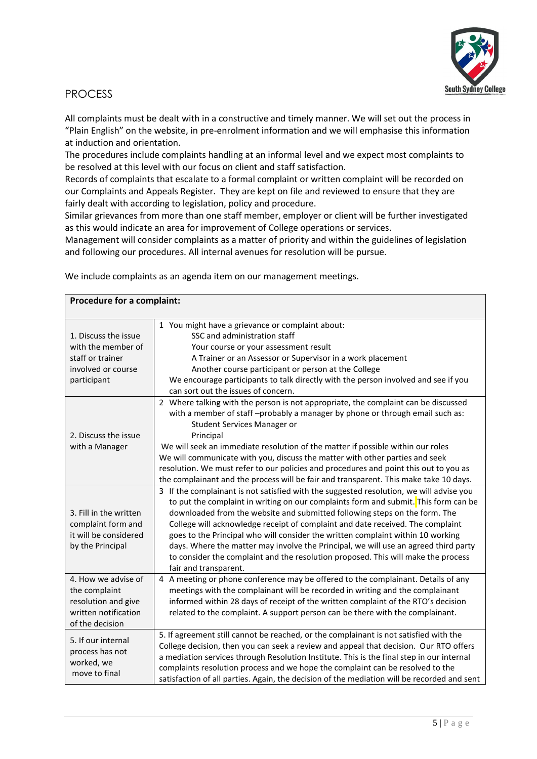## PROCESS

All complaints must be dealt with in a constructive and timely manner. We will set out the process in "Plain English" on the website, in pre-enrolment information and we will emphasise this information at induction and orientation.

The procedures include complaints handling at an informal level and we expect most complaints to be resolved at this level with our focus on client and staff satisfaction.

Records of complaints that escalate to a formal complaint or written complaint will be recorded on our Complaints and Appeals Register. They are kept on file and reviewed to ensure that they are fairly dealt with according to legislation, policy and procedure.

Similar grievances from more than one staff member, employer or client will be further investigated as this would indicate an area for improvement of College operations or services.

Management will consider complaints as a matter of priority and within the guidelines of legislation and following our procedures. All internal avenues for resolution will be pursue.

We include complaints as an agenda item on our management meetings.

| **Procedure for a complaint:** | |
|---|---|
| 1. Discuss the issue with the member of staff or trainer involved or course participant | 1 You might have a grievance or complaint about:<br>SSC and administration staff<br>Your course or your assessment result<br>A Trainer or an Assessor or Supervisor in a work placement<br>Another course participant or person at the College<br>We encourage participants to talk directly with the person involved and see if you can sort out the issues of concern. |
| 2. Discuss the issue with a Manager | 2 Where talking with the person is not appropriate, the complaint can be discussed with a member of staff –probably a manager by phone or through email such as:<br>Student Services Manager or<br>Principal<br>We will seek an immediate resolution of the matter if possible within our roles<br>We will communicate with you, discuss the matter with other parties and seek resolution. We must refer to our policies and procedures and point this out to you as the complainant and the process will be fair and transparent. This make take 10 days. |
| 3. Fill in the written complaint form and it will be considered by the Principal | 3 If the complainant is not satisfied with the suggested resolution, we will advise you to put the complaint in writing on our complaints form and submit. This form can be downloaded from the website and submitted following steps on the form. The College will acknowledge receipt of complaint and date received. The complaint goes to the Principal who will consider the written complaint within 10 working days. Where the matter may involve the Principal, we will use an agreed third party to consider the complaint and the resolution proposed. This will make the process fair and transparent. |
| 4. How we advise of the complaint resolution and give written notification of the decision | 4 A meeting or phone conference may be offered to the complainant. Details of any meetings with the complainant will be recorded in writing and the complainant informed within 28 days of receipt of the written complaint of the RTO's decision related to the complaint. A support person can be there with the complainant. |
| 5. If our internal process has not worked, we move to final | 5. If agreement still cannot be reached, or the complainant is not satisfied with the College decision, then you can seek a review and appeal that decision. Our RTO offers a mediation services through Resolution Institute. This is the final step in our internal complaints resolution process and we hope the complaint can be resolved to the satisfaction of all parties. Again, the decision of the mediation will be recorded and sent |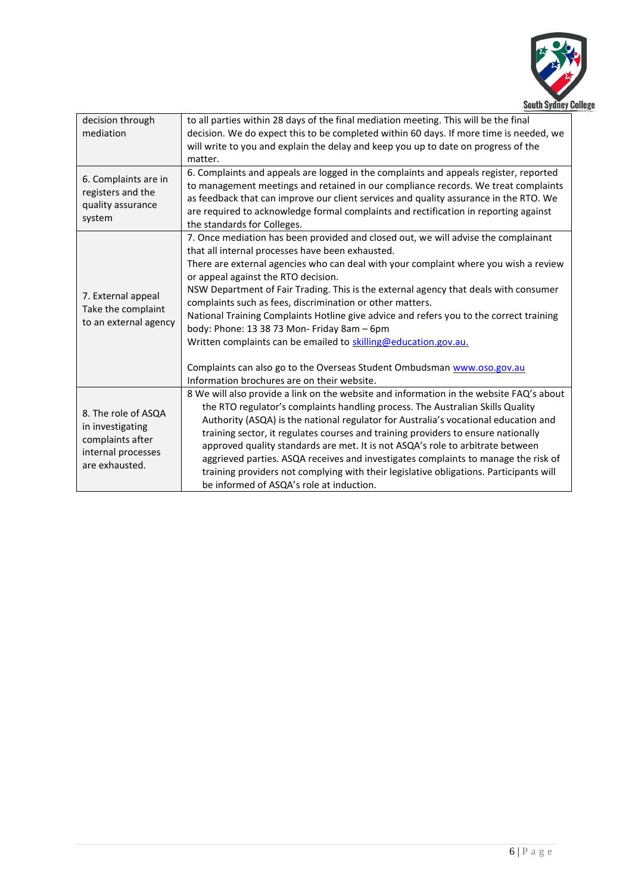| | |
|---|---|
| decision through mediation | to all parties within 28 days of the final mediation meeting. This will be the final decision. We do expect this to be completed within 60 days. If more time is needed, we will write to you and explain the delay and keep you up to date on progress of the matter. |
| 6. Complaints are in registers and the quality assurance system | 6. Complaints and appeals are logged in the complaints and appeals register, reported to management meetings and retained in our compliance records. We treat complaints as feedback that can improve our client services and quality assurance in the RTO. We are required to acknowledge formal complaints and rectification in reporting against the standards for Colleges. |
| 7. External appeal Take the complaint to an external agency | 7. Once mediation has been provided and closed out, we will advise the complainant that all internal processes have been exhausted.<br>There are external agencies who can deal with your complaint where you wish a review or appeal against the RTO decision.<br>NSW Department of Fair Trading. This is the external agency that deals with consumer complaints such as fees, discrimination or other matters.<br>National Training Complaints Hotline give advice and refers you to the correct training body: Phone: 13 38 73 Mon- Friday 8am – 6pm<br>Written complaints can be emailed to skilling@education.gov.au.<br><br>Complaints can also go to the Overseas Student Ombudsman www.oso.gov.au<br>Information brochures are on their website. |
| 8. The role of ASQA in investigating complaints after internal processes are exhausted. | 8 We will also provide a link on the website and information in the website FAQ's about the RTO regulator's complaints handling process. The Australian Skills Quality Authority (ASQA) is the national regulator for Australia's vocational education and training sector, it regulates courses and training providers to ensure nationally approved quality standards are met. It is not ASQA's role to arbitrate between aggrieved parties. ASQA receives and investigates complaints to manage the risk of training providers not complying with their legislative obligations. Participants will be informed of ASQA's role at induction. |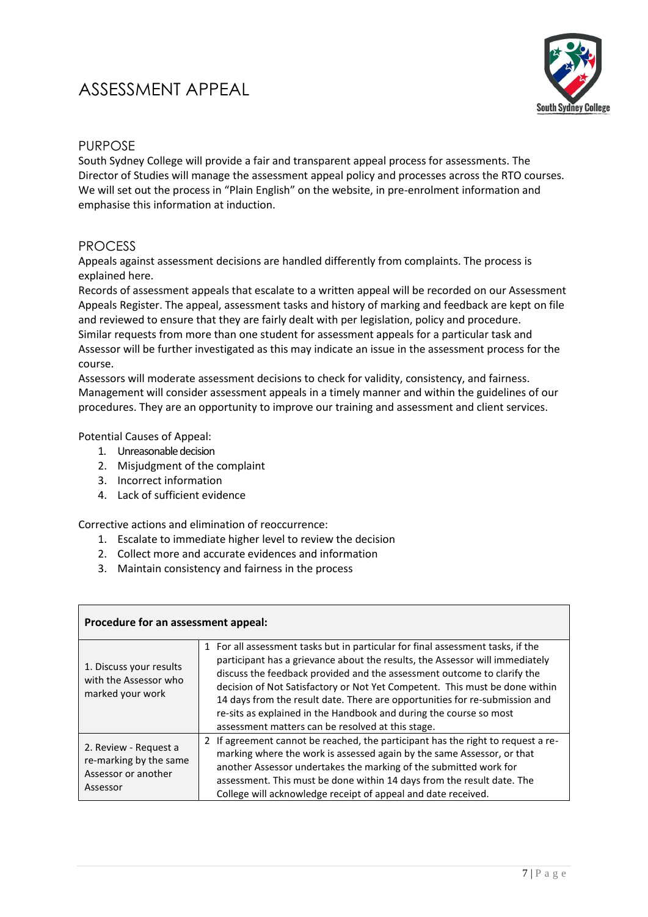# ASSESSMENT APPEAL

## PURPOSE

South Sydney College will provide a fair and transparent appeal process for assessments. The Director of Studies will manage the assessment appeal policy and processes across the RTO courses. We will set out the process in "Plain English" on the website, in pre-enrolment information and emphasise this information at induction.

## PROCESS

Appeals against assessment decisions are handled differently from complaints. The process is explained here.

Records of assessment appeals that escalate to a written appeal will be recorded on our Assessment Appeals Register. The appeal, assessment tasks and history of marking and feedback are kept on file and reviewed to ensure that they are fairly dealt with per legislation, policy and procedure.

Similar requests from more than one student for assessment appeals for a particular task and Assessor will be further investigated as this may indicate an issue in the assessment process for the course.

Assessors will moderate assessment decisions to check for validity, consistency, and fairness. Management will consider assessment appeals in a timely manner and within the guidelines of our procedures. They are an opportunity to improve our training and assessment and client services.

Potential Causes of Appeal:

1. Unreasonable decision
2. Misjudgment of the complaint
3. Incorrect information
4. Lack of sufficient evidence

Corrective actions and elimination of reoccurrence:

1. Escalate to immediate higher level to review the decision
2. Collect more and accurate evidences and information
3. Maintain consistency and fairness in the process

| **Procedure for an assessment appeal:** | |
|---|---|
| 1. Discuss your results with the Assessor who marked your work | 1 For all assessment tasks but in particular for final assessment tasks, if the participant has a grievance about the results, the Assessor will immediately discuss the feedback provided and the assessment outcome to clarify the decision of Not Satisfactory or Not Yet Competent. This must be done within 14 days from the result date. There are opportunities for re-submission and re-sits as explained in the Handbook and during the course so most assessment matters can be resolved at this stage. |
| 2. Review - Request a re-marking by the same Assessor or another Assessor | 2 If agreement cannot be reached, the participant has the right to request a re-marking where the work is assessed again by the same Assessor, or that another Assessor undertakes the marking of the submitted work for assessment. This must be done within 14 days from the result date. The College will acknowledge receipt of appeal and date received. |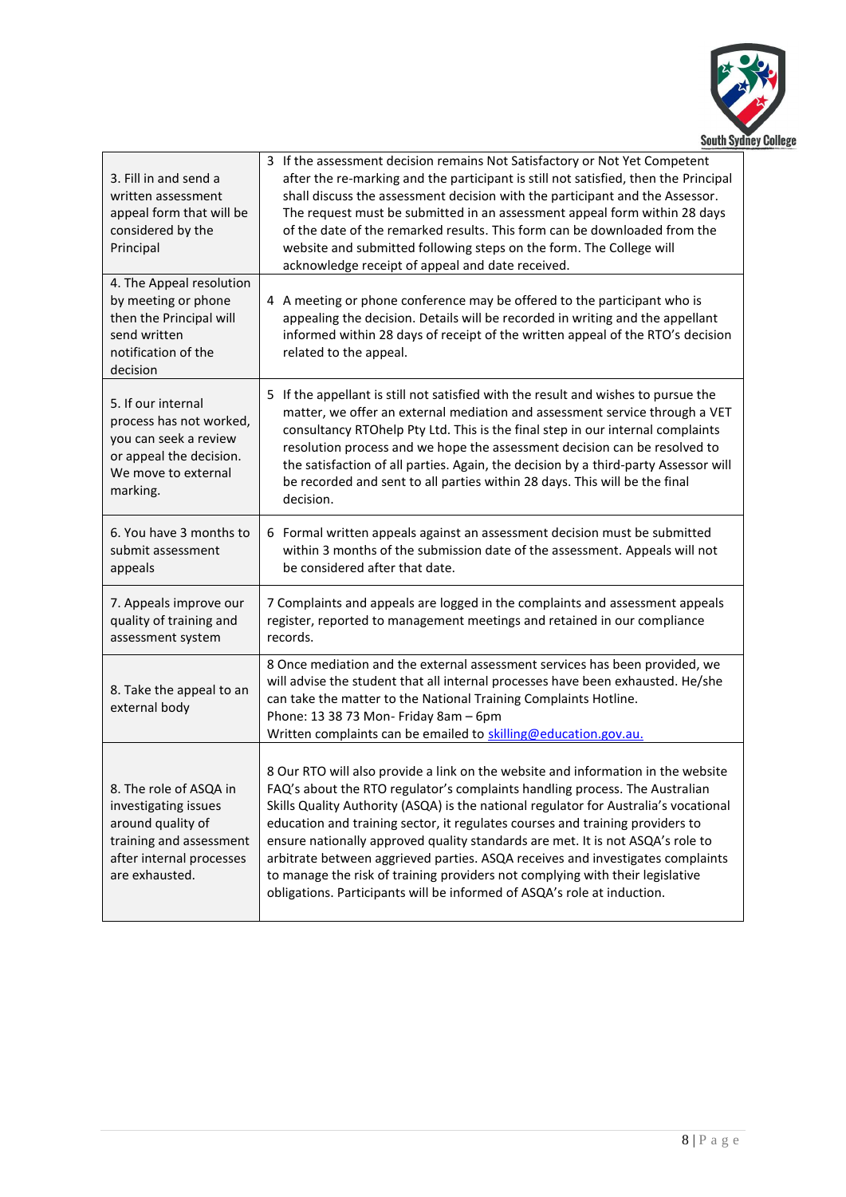| | |
|---|---|
| 3. Fill in and send a written assessment appeal form that will be considered by the Principal | 3 If the assessment decision remains Not Satisfactory or Not Yet Competent after the re-marking and the participant is still not satisfied, then the Principal shall discuss the assessment decision with the participant and the Assessor. The request must be submitted in an assessment appeal form within 28 days of the date of the remarked results. This form can be downloaded from the website and submitted following steps on the form. The College will acknowledge receipt of appeal and date received. |
| 4. The Appeal resolution by meeting or phone then the Principal will send written notification of the decision | 4 A meeting or phone conference may be offered to the participant who is appealing the decision. Details will be recorded in writing and the appellant informed within 28 days of receipt of the written appeal of the RTO's decision related to the appeal. |
| 5. If our internal process has not worked, you can seek a review or appeal the decision. We move to external marking. | 5 If the appellant is still not satisfied with the result and wishes to pursue the matter, we offer an external mediation and assessment service through a VET consultancy RTOhelp Pty Ltd. This is the final step in our internal complaints resolution process and we hope the assessment decision can be resolved to the satisfaction of all parties. Again, the decision by a third-party Assessor will be recorded and sent to all parties within 28 days. This will be the final decision. |
| 6. You have 3 months to submit assessment appeals | 6 Formal written appeals against an assessment decision must be submitted within 3 months of the submission date of the assessment. Appeals will not be considered after that date. |
| 7. Appeals improve our quality of training and assessment system | 7 Complaints and appeals are logged in the complaints and assessment appeals register, reported to management meetings and retained in our compliance records. |
| 8. Take the appeal to an external body | 8 Once mediation and the external assessment services has been provided, we will advise the student that all internal processes have been exhausted. He/she can take the matter to the National Training Complaints Hotline.<br>Phone: 13 38 73 Mon- Friday 8am – 6pm<br>Written complaints can be emailed to skilling@education.gov.au. |
| 8. The role of ASQA in investigating issues around quality of training and assessment after internal processes are exhausted. | 8 Our RTO will also provide a link on the website and information in the website FAQ's about the RTO regulator's complaints handling process. The Australian Skills Quality Authority (ASQA) is the national regulator for Australia's vocational education and training sector, it regulates courses and training providers to ensure nationally approved quality standards are met. It is not ASQA's role to arbitrate between aggrieved parties. ASQA receives and investigates complaints to manage the risk of training providers not complying with their legislative obligations. Participants will be informed of ASQA's role at induction. |